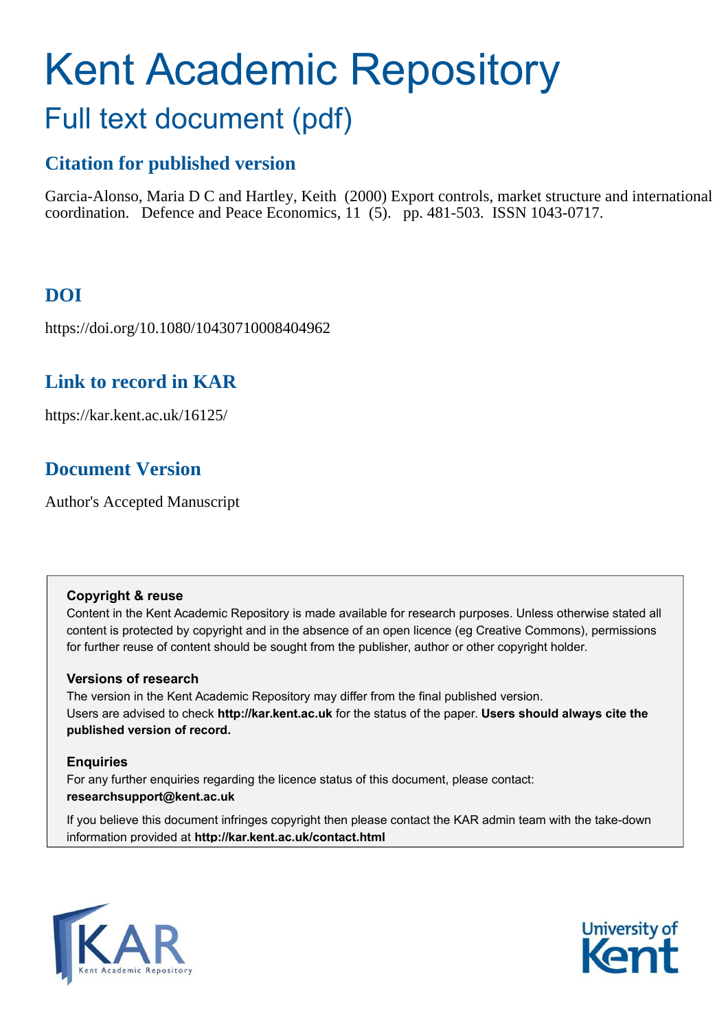# Kent Academic Repository

## Full text document (pdf)

### Citation for published version

Garcia-Alonso, Maria D C and Hartley, Keith (2000) Export controls, market structure and international coordination. Defence and Peace Economics, 11 (5). pp. 481-503. ISSN 1043-0717.

### DOI

https://doi.org/10.1080/10430710008404962

### Link to record in KAR

https://kar.kent.ac.uk/16125/

### Document Version

Author's Accepted Manuscript

**Copyright & reuse**

Content in the Kent Academic Repository is made available for research purposes. Unless otherwise stated all content is protected by copyright and in the absence of an open licence (eg Creative Commons), permissions for further reuse of content should be sought from the publisher, author or other copyright holder.

**Versions of research**

The version in the Kent Academic Repository may differ from the final published version. Users are advised to check **http://kar.kent.ac.uk** for the status of the paper. **Users should always cite the published version of record.**

**Enquiries**

For any further enquiries regarding the licence status of this document, please contact: **researchsupport@kent.ac.uk**

If you believe this document infringes copyright then please contact the KAR admin team with the take-down information provided at **http://kar.kent.ac.uk/contact.html**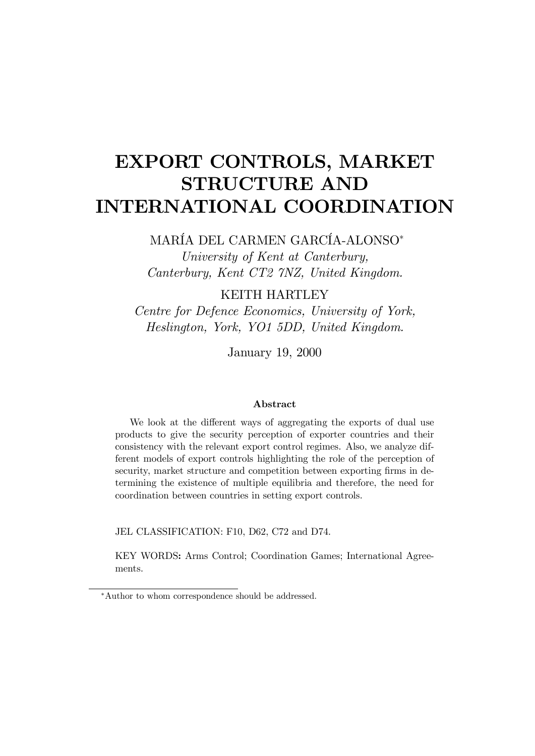# EXPORT CONTROLS, MARKET STRUCTURE AND INTERNATIONAL COORDINATION

MARÍA DEL CARMEN GARCÍA-ALONSO*

*University of Kent at Canterbury, Canterbury, Kent CT2 7NZ, United Kingdom.*

KEITH HARTLEY

*Centre for Defence Economics, University of York, Heslington, York, YO1 5DD, United Kingdom.*

January 19, 2000

### Abstract

We look at the different ways of aggregating the exports of dual use products to give the security perception of exporter countries and their consistency with the relevant export control regimes. Also, we analyze different models of export controls highlighting the role of the perception of security, market structure and competition between exporting firms in determining the existence of multiple equilibria and therefore, the need for coordination between countries in setting export controls.

JEL CLASSIFICATION: F10, D62, C72 and D74.

**KEY WORDS:** Arms Control; Coordination Games; International Agreements.

*Author to whom correspondence should be addressed.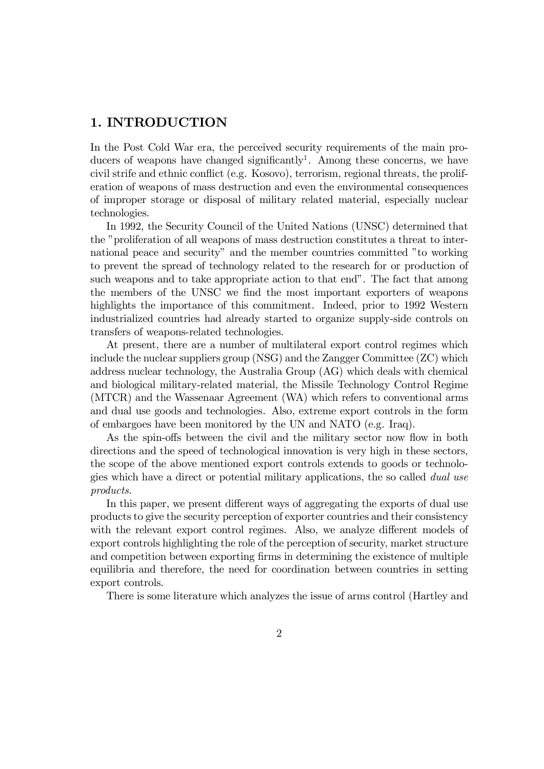## 1. INTRODUCTION

In the Post Cold War era, the perceived security requirements of the main producers of weapons have changed significantly[1]. Among these concerns, we have civil strife and ethnic conflict (e.g. Kosovo), terrorism, regional threats, the proliferation of weapons of mass destruction and even the environmental consequences of improper storage or disposal of military related material, especially nuclear technologies.

In 1992, the Security Council of the United Nations (UNSC) determined that the "proliferation of all weapons of mass destruction constitutes a threat to international peace and security" and the member countries committed "to working to prevent the spread of technology related to the research for or production of such weapons and to take appropriate action to that end". The fact that among the members of the UNSC we find the most important exporters of weapons highlights the importance of this commitment. Indeed, prior to 1992 Western industrialized countries had already started to organize supply-side controls on transfers of weapons-related technologies.

At present, there are a number of multilateral export control regimes which include the nuclear suppliers group (NSG) and the Zangger Committee (ZC) which address nuclear technology, the Australia Group (AG) which deals with chemical and biological military-related material, the Missile Technology Control Regime (MTCR) and the Wassenaar Agreement (WA) which refers to conventional arms and dual use goods and technologies. Also, extreme export controls in the form of embargoes have been monitored by the UN and NATO (e.g. Iraq).

As the spin-offs between the civil and the military sector now flow in both directions and the speed of technological innovation is very high in these sectors, the scope of the above mentioned export controls extends to goods or technologies which have a direct or potential military applications, the so called *dual use products*.

In this paper, we present different ways of aggregating the exports of dual use products to give the security perception of exporter countries and their consistency with the relevant export control regimes. Also, we analyze different models of export controls highlighting the role of the perception of security, market structure and competition between exporting firms in determining the existence of multiple equilibria and therefore, the need for coordination between countries in setting export controls.

There is some literature which analyzes the issue of arms control (Hartley and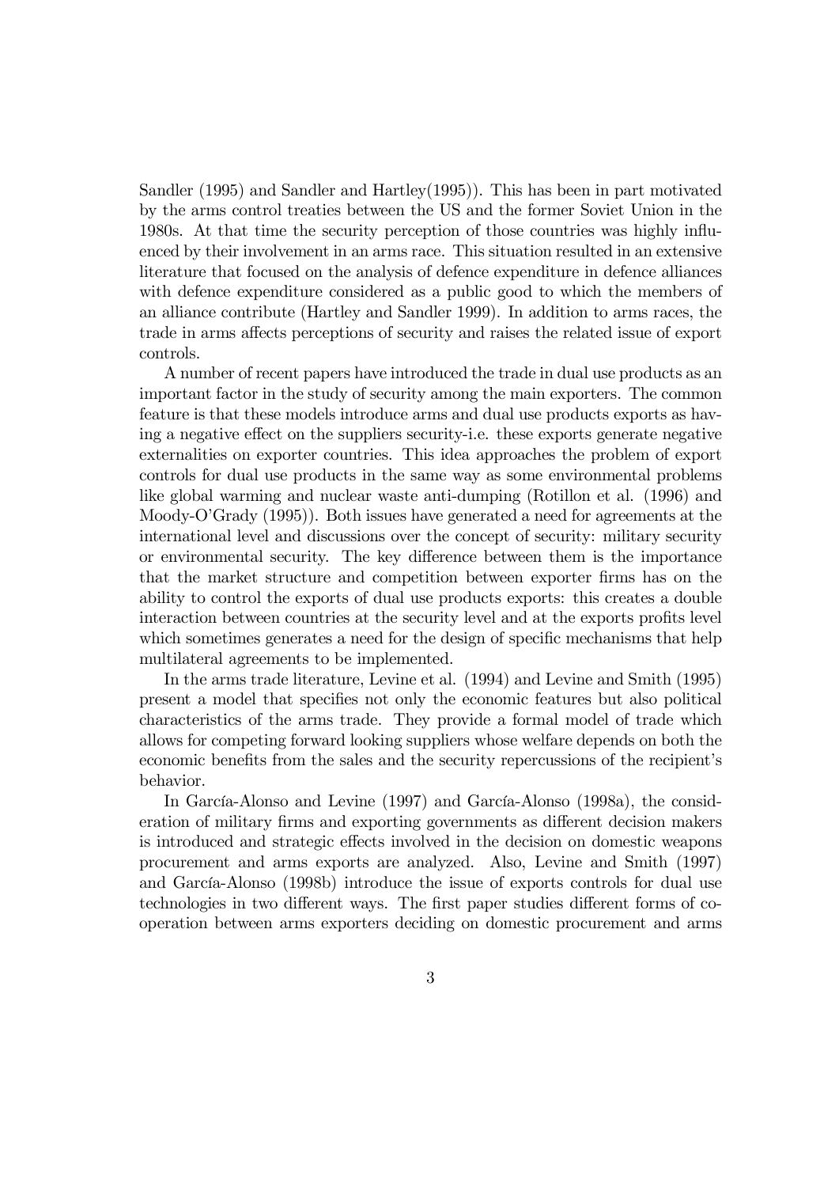Sandler (1995) and Sandler and Hartley(1995)). This has been in part motivated by the arms control treaties between the US and the former Soviet Union in the 1980s. At that time the security perception of those countries was highly influenced by their involvement in an arms race. This situation resulted in an extensive literature that focused on the analysis of defence expenditure in defence alliances with defence expenditure considered as a public good to which the members of an alliance contribute (Hartley and Sandler 1999). In addition to arms races, the trade in arms affects perceptions of security and raises the related issue of export controls.

A number of recent papers have introduced the trade in dual use products as an important factor in the study of security among the main exporters. The common feature is that these models introduce arms and dual use products exports as having a negative effect on the suppliers security-i.e. these exports generate negative externalities on exporter countries. This idea approaches the problem of export controls for dual use products in the same way as some environmental problems like global warming and nuclear waste anti-dumping (Rotillon et al. (1996) and Moody-O'Grady (1995)). Both issues have generated a need for agreements at the international level and discussions over the concept of security: military security or environmental security. The key difference between them is the importance that the market structure and competition between exporter firms has on the ability to control the exports of dual use products exports: this creates a double interaction between countries at the security level and at the exports profits level which sometimes generates a need for the design of specific mechanisms that help multilateral agreements to be implemented.

In the arms trade literature, Levine et al. (1994) and Levine and Smith (1995) present a model that specifies not only the economic features but also political characteristics of the arms trade. They provide a formal model of trade which allows for competing forward looking suppliers whose welfare depends on both the economic benefits from the sales and the security repercussions of the recipient's behavior.

In García-Alonso and Levine (1997) and García-Alonso (1998a), the consideration of military firms and exporting governments as different decision makers is introduced and strategic effects involved in the decision on domestic weapons procurement and arms exports are analyzed. Also, Levine and Smith (1997) and García-Alonso (1998b) introduce the issue of exports controls for dual use technologies in two different ways. The first paper studies different forms of cooperation between arms exporters deciding on domestic procurement and arms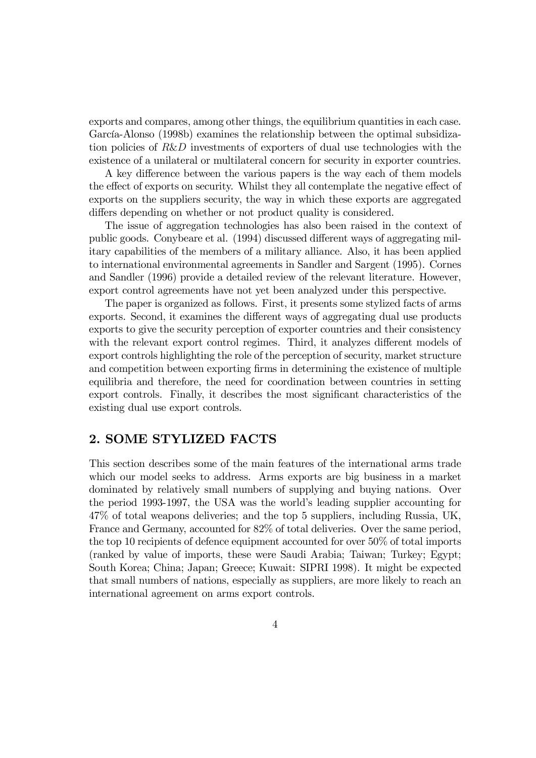exports and compares, among other things, the equilibrium quantities in each case. García-Alonso (1998b) examines the relationship between the optimal subsidization policies of *R&D* investments of exporters of dual use technologies with the existence of a unilateral or multilateral concern for security in exporter countries.

A key difference between the various papers is the way each of them models the effect of exports on security. Whilst they all contemplate the negative effect of exports on the suppliers security, the way in which these exports are aggregated differs depending on whether or not product quality is considered.

The issue of aggregation technologies has also been raised in the context of public goods. Conybeare et al. (1994) discussed different ways of aggregating military capabilities of the members of a military alliance. Also, it has been applied to international environmental agreements in Sandler and Sargent (1995). Cornes and Sandler (1996) provide a detailed review of the relevant literature. However, export control agreements have not yet been analyzed under this perspective.

The paper is organized as follows. First, it presents some stylized facts of arms exports. Second, it examines the different ways of aggregating dual use products exports to give the security perception of exporter countries and their consistency with the relevant export control regimes. Third, it analyzes different models of export controls highlighting the role of the perception of security, market structure and competition between exporting firms in determining the existence of multiple equilibria and therefore, the need for coordination between countries in setting export controls. Finally, it describes the most significant characteristics of the existing dual use export controls.

## 2. SOME STYLIZED FACTS

This section describes some of the main features of the international arms trade which our model seeks to address. Arms exports are big business in a market dominated by relatively small numbers of supplying and buying nations. Over the period 1993-1997, the USA was the world's leading supplier accounting for 47% of total weapons deliveries; and the top 5 suppliers, including Russia, UK, France and Germany, accounted for 82% of total deliveries. Over the same period, the top 10 recipients of defence equipment accounted for over 50% of total imports (ranked by value of imports, these were Saudi Arabia; Taiwan; Turkey; Egypt; South Korea; China; Japan; Greece; Kuwait: SIPRI 1998). It might be expected that small numbers of nations, especially as suppliers, are more likely to reach an international agreement on arms export controls.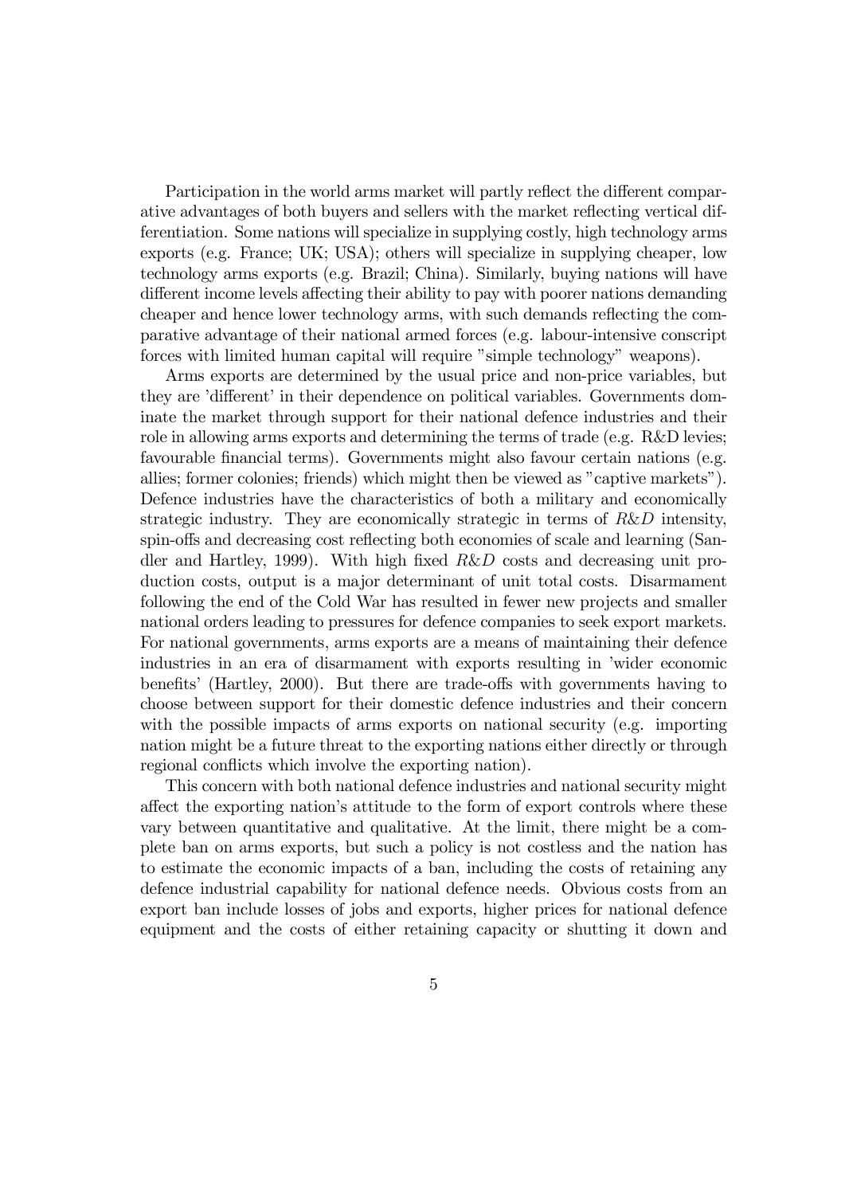Participation in the world arms market will partly reflect the different comparative advantages of both buyers and sellers with the market reflecting vertical differentiation. Some nations will specialize in supplying costly, high technology arms exports (e.g. France; UK; USA); others will specialize in supplying cheaper, low technology arms exports (e.g. Brazil; China). Similarly, buying nations will have different income levels affecting their ability to pay with poorer nations demanding cheaper and hence lower technology arms, with such demands reflecting the comparative advantage of their national armed forces (e.g. labour-intensive conscript forces with limited human capital will require "simple technology" weapons).

Arms exports are determined by the usual price and non-price variables, but they are 'different' in their dependence on political variables. Governments dominate the market through support for their national defence industries and their role in allowing arms exports and determining the terms of trade (e.g. R&D levies; favourable financial terms). Governments might also favour certain nations (e.g. allies; former colonies; friends) which might then be viewed as "captive markets"). Defence industries have the characteristics of both a military and economically strategic industry. They are economically strategic in terms of *R&D* intensity, spin-offs and decreasing cost reflecting both economies of scale and learning (Sandler and Hartley, 1999). With high fixed *R&D* costs and decreasing unit production costs, output is a major determinant of unit total costs. Disarmament following the end of the Cold War has resulted in fewer new projects and smaller national orders leading to pressures for defence companies to seek export markets. For national governments, arms exports are a means of maintaining their defence industries in an era of disarmament with exports resulting in 'wider economic benefits' (Hartley, 2000). But there are trade-offs with governments having to choose between support for their domestic defence industries and their concern with the possible impacts of arms exports on national security (e.g. importing nation might be a future threat to the exporting nations either directly or through regional conflicts which involve the exporting nation).

This concern with both national defence industries and national security might affect the exporting nation's attitude to the form of export controls where these vary between quantitative and qualitative. At the limit, there might be a complete ban on arms exports, but such a policy is not costless and the nation has to estimate the economic impacts of a ban, including the costs of retaining any defence industrial capability for national defence needs. Obvious costs from an export ban include losses of jobs and exports, higher prices for national defence equipment and the costs of either retaining capacity or shutting it down and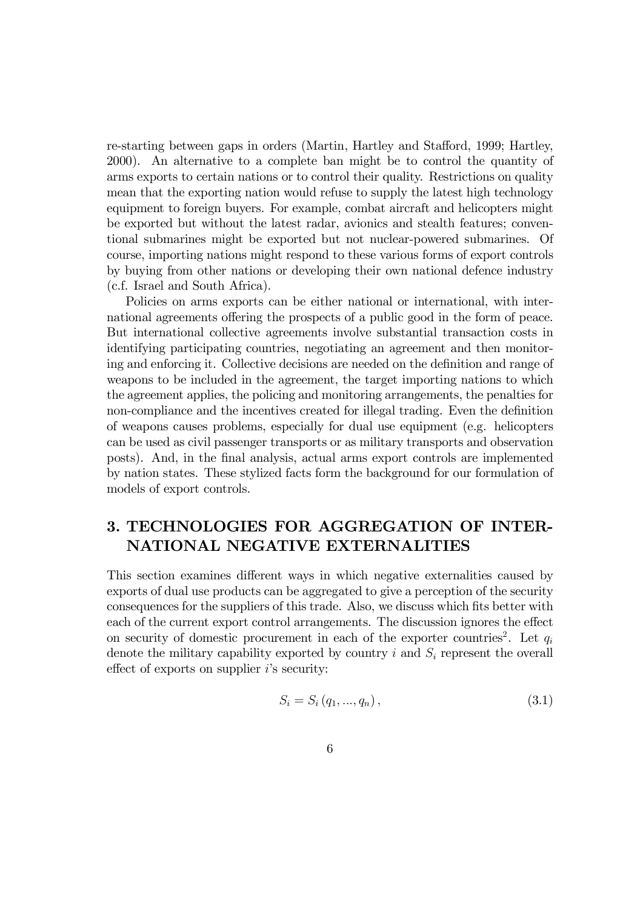re-starting between gaps in orders (Martin, Hartley and Stafford, 1999; Hartley, 2000). An alternative to a complete ban might be to control the quantity of arms exports to certain nations or to control their quality. Restrictions on quality mean that the exporting nation would refuse to supply the latest high technology equipment to foreign buyers. For example, combat aircraft and helicopters might be exported but without the latest radar, avionics and stealth features; conventional submarines might be exported but not nuclear-powered submarines. Of course, importing nations might respond to these various forms of export controls by buying from other nations or developing their own national defence industry (c.f. Israel and South Africa).

Policies on arms exports can be either national or international, with international agreements offering the prospects of a public good in the form of peace. But international collective agreements involve substantial transaction costs in identifying participating countries, negotiating an agreement and then monitoring and enforcing it. Collective decisions are needed on the definition and range of weapons to be included in the agreement, the target importing nations to which the agreement applies, the policing and monitoring arrangements, the penalties for non-compliance and the incentives created for illegal trading. Even the definition of weapons causes problems, especially for dual use equipment (e.g. helicopters can be used as civil passenger transports or as military transports and observation posts). And, in the final analysis, actual arms export controls are implemented by nation states. These stylized facts form the background for our formulation of models of export controls.

## 3. TECHNOLOGIES FOR AGGREGATION OF INTERNATIONAL NEGATIVE EXTERNALITIES

This section examines different ways in which negative externalities caused by exports of dual use products can be aggregated to give a perception of the security consequences for the suppliers of this trade. Also, we discuss which fits better with each of the current export control arrangements. The discussion ignores the effect on security of domestic procurement in each of the exporter countries[2]. Let $q_i$ denote the military capability exported by country $i$ and $S_i$ represent the overall effect of exports on supplier $i$'s security:

$$S_i = S_i (q_1, ..., q_n), \tag{3.1}$$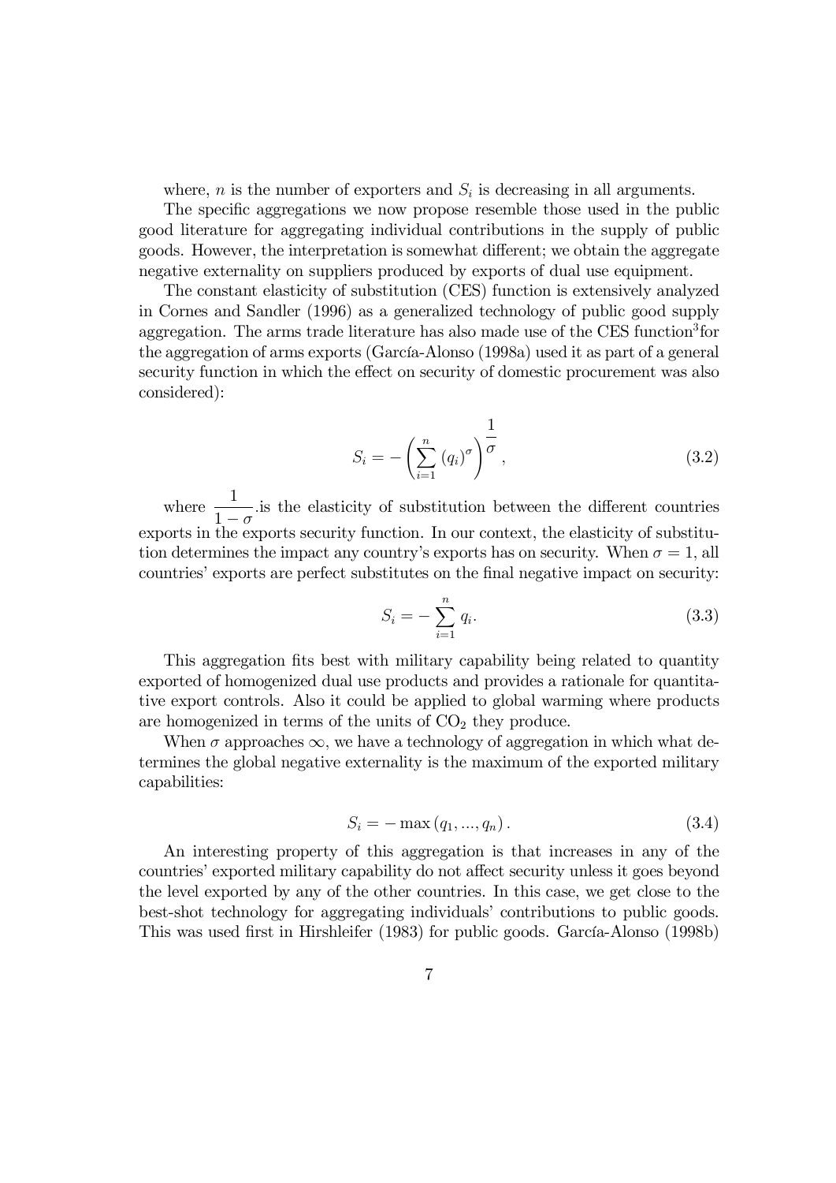where, $n$ is the number of exporters and $S_i$ is decreasing in all arguments.

The specific aggregations we now propose resemble those used in the public good literature for aggregating individual contributions in the supply of public goods. However, the interpretation is somewhat different; we obtain the aggregate negative externality on suppliers produced by exports of dual use equipment.

The constant elasticity of substitution (CES) function is extensively analyzed in Cornes and Sandler (1996) as a generalized technology of public good supply aggregation. The arms trade literature has also made use of the CES function[3] for the aggregation of arms exports (García-Alonso (1998a) used it as part of a general security function in which the effect on security of domestic procurement was also considered):

$$S_i = -\left(\sum_{i=1}^{n}(q_i)^{\sigma}\right)^{\dfrac{1}{\sigma}}, \tag{3.2}$$

where $\dfrac{1}{1-\sigma}$.is the elasticity of substitution between the different countries exports in the exports security function. In our context, the elasticity of substitution determines the impact any country's exports has on security. When $\sigma = 1$, all countries' exports are perfect substitutes on the final negative impact on security:

$$S_i = -\sum_{i=1}^{n} q_i. \tag{3.3}$$

This aggregation fits best with military capability being related to quantity exported of homogenized dual use products and provides a rationale for quantitative export controls. Also it could be applied to global warming where products are homogenized in terms of the units of $CO_2$ they produce.

When $\sigma$ approaches $\infty$, we have a technology of aggregation in which what determines the global negative externality is the maximum of the exported military capabilities:

$$S_i = -\max\left(q_1, ..., q_n\right). \tag{3.4}$$

An interesting property of this aggregation is that increases in any of the countries' exported military capability do not affect security unless it goes beyond the level exported by any of the other countries. In this case, we get close to the best-shot technology for aggregating individuals' contributions to public goods. This was used first in Hirshleifer (1983) for public goods. García-Alonso (1998b)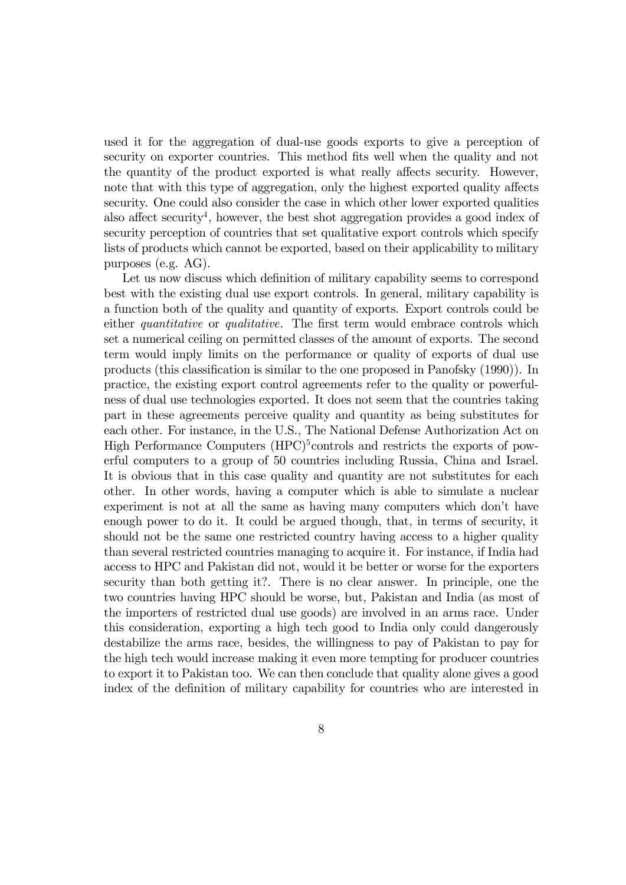used it for the aggregation of dual-use goods exports to give a perception of security on exporter countries. This method fits well when the quality and not the quantity of the product exported is what really affects security. However, note that with this type of aggregation, only the highest exported quality affects security. One could also consider the case in which other lower exported qualities also affect security[4], however, the best shot aggregation provides a good index of security perception of countries that set qualitative export controls which specify lists of products which cannot be exported, based on their applicability to military purposes (e.g. AG).

Let us now discuss which definition of military capability seems to correspond best with the existing dual use export controls. In general, military capability is a function both of the quality and quantity of exports. Export controls could be either *quantitative* or *qualitative.* The first term would embrace controls which set a numerical ceiling on permitted classes of the amount of exports. The second term would imply limits on the performance or quality of exports of dual use products (this classification is similar to the one proposed in Panofsky (1990)). In practice, the existing export control agreements refer to the quality or powerfulness of dual use technologies exported. It does not seem that the countries taking part in these agreements perceive quality and quantity as being substitutes for each other. For instance, in the U.S., The National Defense Authorization Act on High Performance Computers (HPC)[5]controls and restricts the exports of powerful computers to a group of 50 countries including Russia, China and Israel. It is obvious that in this case quality and quantity are not substitutes for each other. In other words, having a computer which is able to simulate a nuclear experiment is not at all the same as having many computers which don't have enough power to do it. It could be argued though, that, in terms of security, it should not be the same one restricted country having access to a higher quality than several restricted countries managing to acquire it. For instance, if India had access to HPC and Pakistan did not, would it be better or worse for the exporters security than both getting it?. There is no clear answer. In principle, one the two countries having HPC should be worse, but, Pakistan and India (as most of the importers of restricted dual use goods) are involved in an arms race. Under this consideration, exporting a high tech good to India only could dangerously destabilize the arms race, besides, the willingness to pay of Pakistan to pay for the high tech would increase making it even more tempting for producer countries to export it to Pakistan too. We can then conclude that quality alone gives a good index of the definition of military capability for countries who are interested in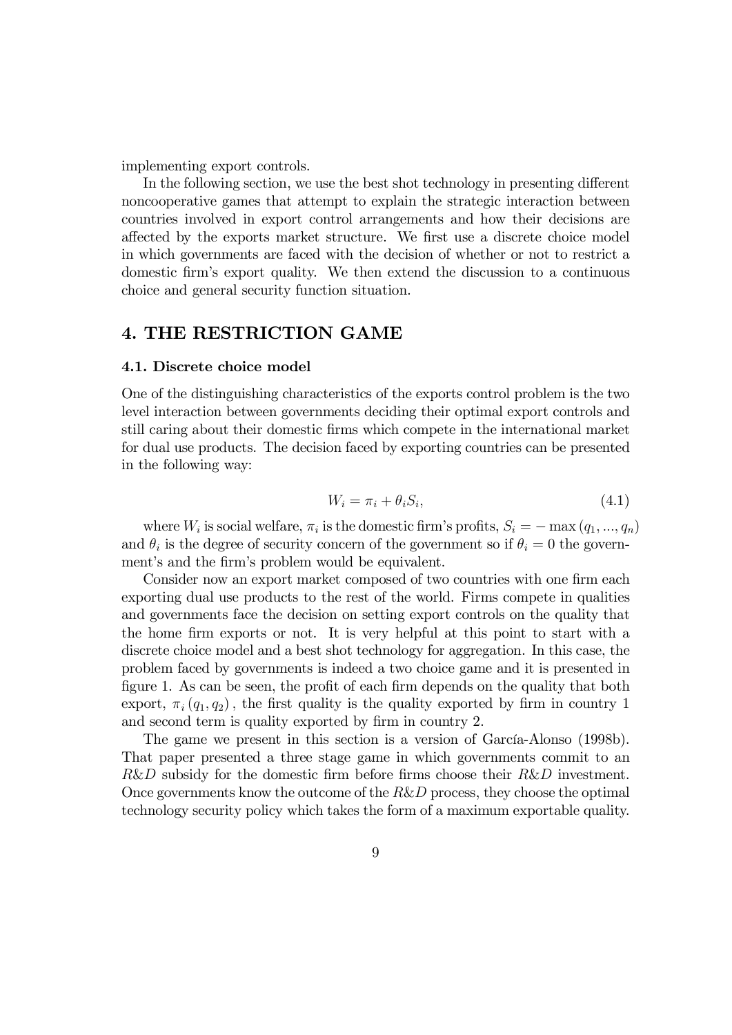implementing export controls.

In the following section, we use the best shot technology in presenting different noncooperative games that attempt to explain the strategic interaction between countries involved in export control arrangements and how their decisions are affected by the exports market structure. We first use a discrete choice model in which governments are faced with the decision of whether or not to restrict a domestic firm's export quality. We then extend the discussion to a continuous choice and general security function situation.

## 4. THE RESTRICTION GAME

### 4.1. Discrete choice model

One of the distinguishing characteristics of the exports control problem is the two level interaction between governments deciding their optimal export controls and still caring about their domestic firms which compete in the international market for dual use products. The decision faced by exporting countries can be presented in the following way:

$$W_i = \pi_i + \theta_i S_i, \tag{4.1}$$

where $W_i$ is social welfare, $\pi_i$ is the domestic firm's profits, $S_i = -\max(q_1, ..., q_n)$ and $\theta_i$ is the degree of security concern of the government so if $\theta_i = 0$ the government's and the firm's problem would be equivalent.

Consider now an export market composed of two countries with one firm each exporting dual use products to the rest of the world. Firms compete in qualities and governments face the decision on setting export controls on the quality that the home firm exports or not. It is very helpful at this point to start with a discrete choice model and a best shot technology for aggregation. In this case, the problem faced by governments is indeed a two choice game and it is presented in figure 1. As can be seen, the profit of each firm depends on the quality that both export, $\pi_i(q_1, q_2)$, the first quality is the quality exported by firm in country 1 and second term is quality exported by firm in country 2.

The game we present in this section is a version of García-Alonso (1998b). That paper presented a three stage game in which governments commit to an $R\&D$ subsidy for the domestic firm before firms choose their $R\&D$ investment. Once governments know the outcome of the $R\&D$ process, they choose the optimal technology security policy which takes the form of a maximum exportable quality.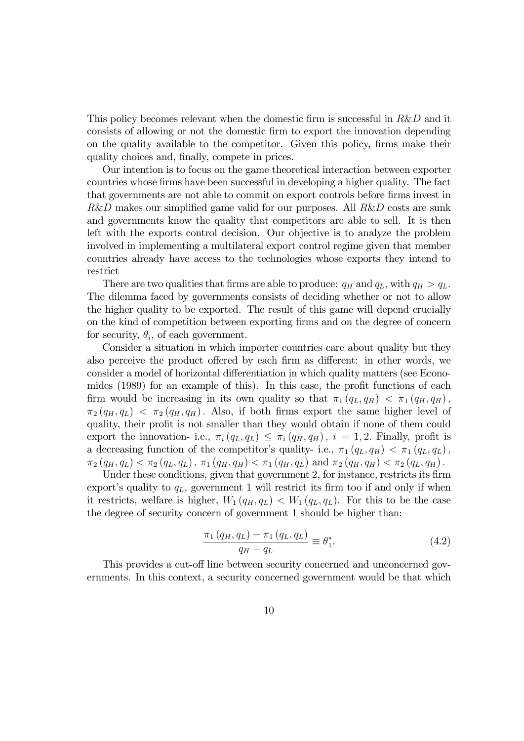This policy becomes relevant when the domestic firm is successful in $R\&D$ and it consists of allowing or not the domestic firm to export the innovation depending on the quality available to the competitor. Given this policy, firms make their quality choices and, finally, compete in prices.

Our intention is to focus on the game theoretical interaction between exporter countries whose firms have been successful in developing a higher quality. The fact that governments are not able to commit on export controls before firms invest in $R\&D$ makes our simplified game valid for our purposes. All $R\&D$ costs are sunk and governments know the quality that competitors are able to sell. It is then left with the exports control decision. Our objective is to analyze the problem involved in implementing a multilateral export control regime given that member countries already have access to the technologies whose exports they intend to restrict

There are two qualities that firms are able to produce: $q_H$ and $q_L$, with $q_H > q_L$. The dilemma faced by governments consists of deciding whether or not to allow the higher quality to be exported. The result of this game will depend crucially on the kind of competition between exporting firms and on the degree of concern for security, $\theta_i$, of each government.

Consider a situation in which importer countries care about quality but they also perceive the product offered by each firm as different: in other words, we consider a model of horizontal differentiation in which quality matters (see Economides (1989) for an example of this). In this case, the profit functions of each firm would be increasing in its own quality so that $\pi_1(q_L, q_H) < \pi_1(q_H, q_H)$, $\pi_2(q_H, q_L) < \pi_2(q_H, q_H)$. Also, if both firms export the same higher level of quality, their profit is not smaller than they would obtain if none of them could export the innovation- i.e., $\pi_i(q_L, q_L) \leq \pi_i(q_H, q_H)$, $i = 1, 2$. Finally, profit is a decreasing function of the competitor's quality- i.e., $\pi_1(q_L, q_H) < \pi_1(q_L, q_L)$, $\pi_2(q_H, q_L) < \pi_2(q_L, q_L)$, $\pi_1(q_H, q_H) < \pi_1(q_H, q_L)$ and $\pi_2(q_H, q_H) < \pi_2(q_L, q_H)$.

Under these conditions, given that government 2, for instance, restricts its firm export's quality to $q_L$, government 1 will restrict its firm too if and only if when it restricts, welfare is higher, $W_1(q_H, q_L) < W_1(q_L, q_L)$. For this to be the case the degree of security concern of government 1 should be higher than:

$$\frac{\pi_1(q_H, q_L) - \pi_1(q_L, q_L)}{q_H - q_L} \equiv \theta_1^*. \tag{4.2}$$

This provides a cut-off line between security concerned and unconcerned governments. In this context, a security concerned government would be that which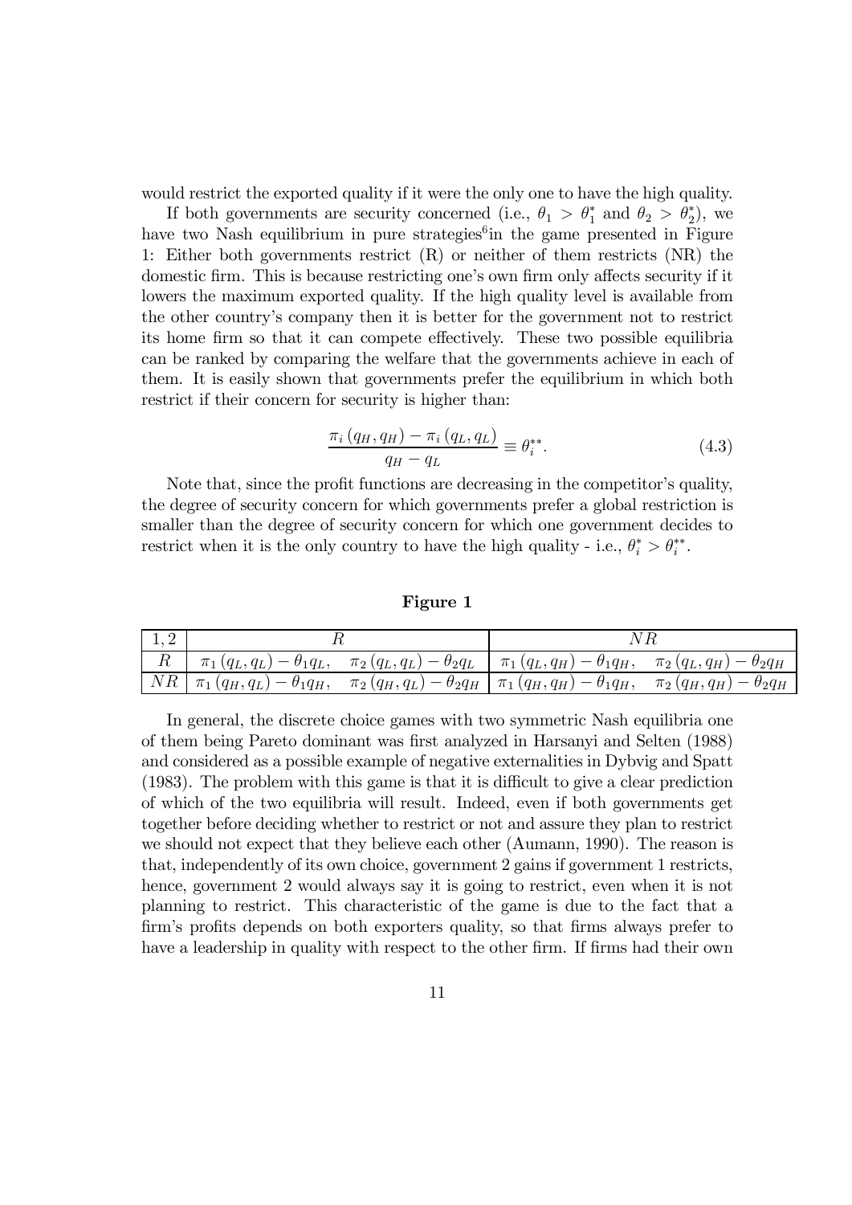would restrict the exported quality if it were the only one to have the high quality.

If both governments are security concerned (i.e., $\theta_1 > \theta_1^*$ and $\theta_2 > \theta_2^*$), we have two Nash equilibrium in pure strategies[6] in the game presented in Figure 1: Either both governments restrict (R) or neither of them restricts (NR) the domestic firm. This is because restricting one's own firm only affects security if it lowers the maximum exported quality. If the high quality level is available from the other country's company then it is better for the government not to restrict its home firm so that it can compete effectively. These two possible equilibria can be ranked by comparing the welfare that the governments achieve in each of them. It is easily shown that governments prefer the equilibrium in which both restrict if their concern for security is higher than:

$$\frac{\pi_i(q_H, q_H) - \pi_i(q_L, q_L)}{q_H - q_L} \equiv \theta_i^{**}. \tag{4.3}$$

Note that, since the profit functions are decreasing in the competitor's quality, the degree of security concern for which governments prefer a global restriction is smaller than the degree of security concern for which one government decides to restrict when it is the only country to have the high quality - i.e., $\theta_i^* > \theta_i^{**}$.

**Figure 1**

| 1, 2 | $R$ | $NR$ |
|---|---|---|
| $R$ | $\pi_1(q_L, q_L) - \theta_1 q_L, \quad \pi_2(q_L, q_L) - \theta_2 q_L$ | $\pi_1(q_L, q_H) - \theta_1 q_H, \quad \pi_2(q_L, q_H) - \theta_2 q_H$ |
| $NR$ | $\pi_1(q_H, q_L) - \theta_1 q_H, \quad \pi_2(q_H, q_L) - \theta_2 q_H$ | $\pi_1(q_H, q_H) - \theta_1 q_H, \quad \pi_2(q_H, q_H) - \theta_2 q_H$ |

In general, the discrete choice games with two symmetric Nash equilibria one of them being Pareto dominant was first analyzed in Harsanyi and Selten (1988) and considered as a possible example of negative externalities in Dybvig and Spatt (1983). The problem with this game is that it is difficult to give a clear prediction of which of the two equilibria will result. Indeed, even if both governments get together before deciding whether to restrict or not and assure they plan to restrict we should not expect that they believe each other (Aumann, 1990). The reason is that, independently of its own choice, government 2 gains if government 1 restricts, hence, government 2 would always say it is going to restrict, even when it is not planning to restrict. This characteristic of the game is due to the fact that a firm's profits depends on both exporters quality, so that firms always prefer to have a leadership in quality with respect to the other firm. If firms had their own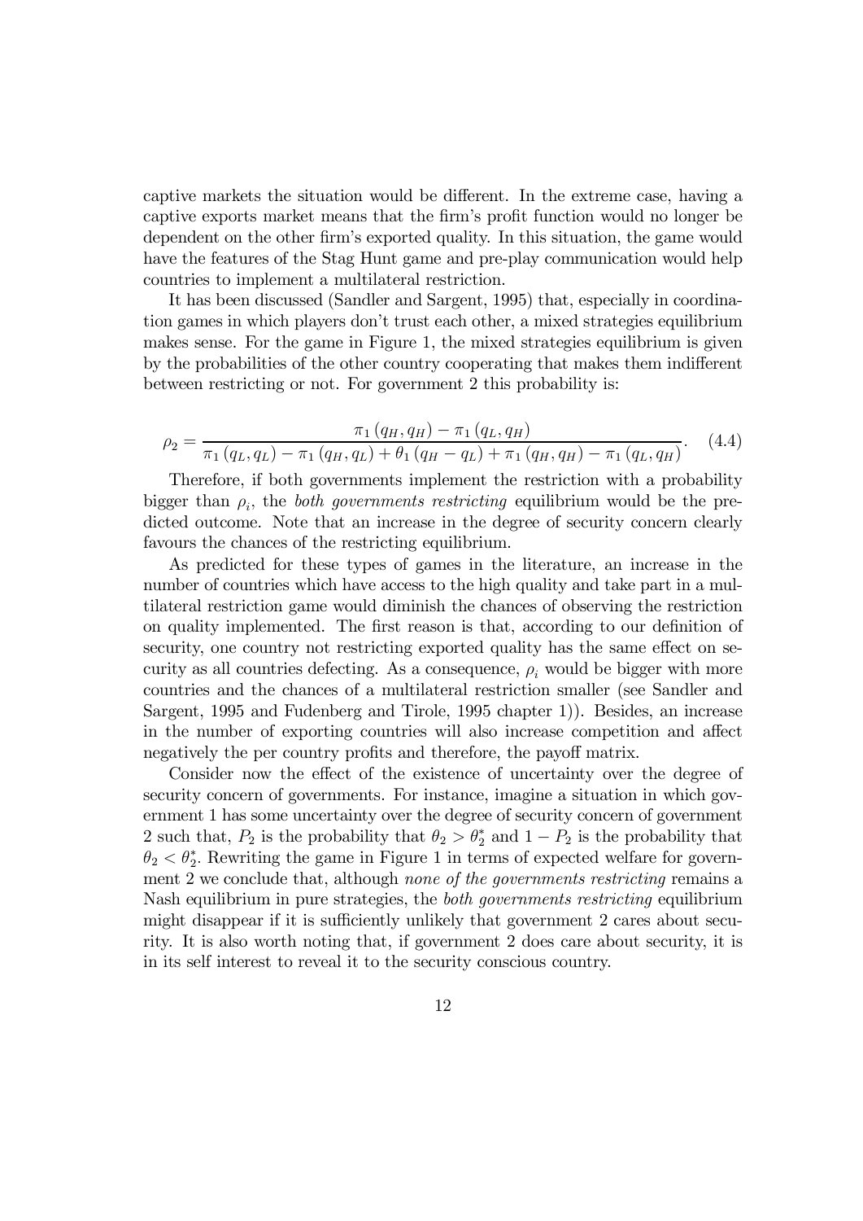captive markets the situation would be different. In the extreme case, having a captive exports market means that the firm's profit function would no longer be dependent on the other firm's exported quality. In this situation, the game would have the features of the Stag Hunt game and pre-play communication would help countries to implement a multilateral restriction.

It has been discussed (Sandler and Sargent, 1995) that, especially in coordination games in which players don't trust each other, a mixed strategies equilibrium makes sense. For the game in Figure 1, the mixed strategies equilibrium is given by the probabilities of the other country cooperating that makes them indifferent between restricting or not. For government 2 this probability is:

$$\rho_2 = \frac{\pi_1(q_H, q_H) - \pi_1(q_L, q_H)}{\pi_1(q_L, q_L) - \pi_1(q_H, q_L) + \theta_1(q_H - q_L) + \pi_1(q_H, q_H) - \pi_1(q_L, q_H)}. \quad (4.4)$$

Therefore, if both governments implement the restriction with a probability bigger than $\rho_i$, the *both governments restricting* equilibrium would be the predicted outcome. Note that an increase in the degree of security concern clearly favours the chances of the restricting equilibrium.

As predicted for these types of games in the literature, an increase in the number of countries which have access to the high quality and take part in a multilateral restriction game would diminish the chances of observing the restriction on quality implemented. The first reason is that, according to our definition of security, one country not restricting exported quality has the same effect on security as all countries defecting. As a consequence, $\rho_i$ would be bigger with more countries and the chances of a multilateral restriction smaller (see Sandler and Sargent, 1995 and Fudenberg and Tirole, 1995 chapter 1)). Besides, an increase in the number of exporting countries will also increase competition and affect negatively the per country profits and therefore, the payoff matrix.

Consider now the effect of the existence of uncertainty over the degree of security concern of governments. For instance, imagine a situation in which government 1 has some uncertainty over the degree of security concern of government 2 such that, $P_2$ is the probability that $\theta_2 > \theta_2^*$ and $1 - P_2$ is the probability that $\theta_2 < \theta_2^*$. Rewriting the game in Figure 1 in terms of expected welfare for government 2 we conclude that, although *none of the governments restricting* remains a Nash equilibrium in pure strategies, the *both governments restricting* equilibrium might disappear if it is sufficiently unlikely that government 2 cares about security. It is also worth noting that, if government 2 does care about security, it is in its self interest to reveal it to the security conscious country.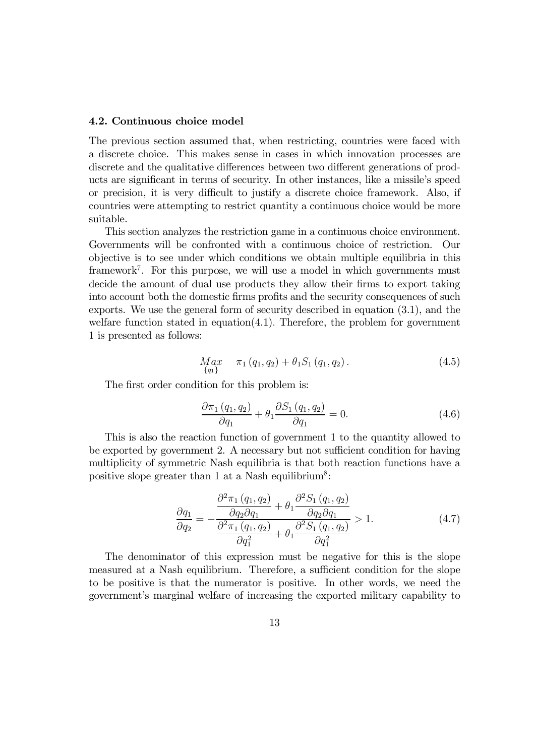### 4.2. Continuous choice model

The previous section assumed that, when restricting, countries were faced with a discrete choice. This makes sense in cases in which innovation processes are discrete and the qualitative differences between two different generations of products are significant in terms of security. In other instances, like a missile's speed or precision, it is very difficult to justify a discrete choice framework. Also, if countries were attempting to restrict quantity a continuous choice would be more suitable.

This section analyzes the restriction game in a continuous choice environment. Governments will be confronted with a continuous choice of restriction. Our objective is to see under which conditions we obtain multiple equilibria in this framework[7]. For this purpose, we will use a model in which governments must decide the amount of dual use products they allow their firms to export taking into account both the domestic firms profits and the security consequences of such exports. We use the general form of security described in equation (3.1), and the welfare function stated in equation(4.1). Therefore, the problem for government 1 is presented as follows:

$$\underset{\{q_1\}}{Max} \quad \pi_1(q_1, q_2) + \theta_1 S_1(q_1, q_2). \tag{4.5}$$

The first order condition for this problem is:

$$\frac{\partial \pi_1(q_1, q_2)}{\partial q_1} + \theta_1 \frac{\partial S_1(q_1, q_2)}{\partial q_1} = 0. \tag{4.6}$$

This is also the reaction function of government 1 to the quantity allowed to be exported by government 2. A necessary but not sufficient condition for having multiplicity of symmetric Nash equilibria is that both reaction functions have a positive slope greater than 1 at a Nash equilibrium[8]:

$$\frac{\partial q_1}{\partial q_2} = -\frac{\dfrac{\partial^2 \pi_1(q_1, q_2)}{\partial q_2 \partial q_1} + \theta_1 \dfrac{\partial^2 S_1(q_1, q_2)}{\partial q_2 \partial q_1}}{\dfrac{\partial^2 \pi_1(q_1, q_2)}{\partial q_1^2} + \theta_1 \dfrac{\partial^2 S_1(q_1, q_2)}{\partial q_1^2}} > 1. \tag{4.7}$$

The denominator of this expression must be negative for this is the slope measured at a Nash equilibrium. Therefore, a sufficient condition for the slope to be positive is that the numerator is positive. In other words, we need the government's marginal welfare of increasing the exported military capability to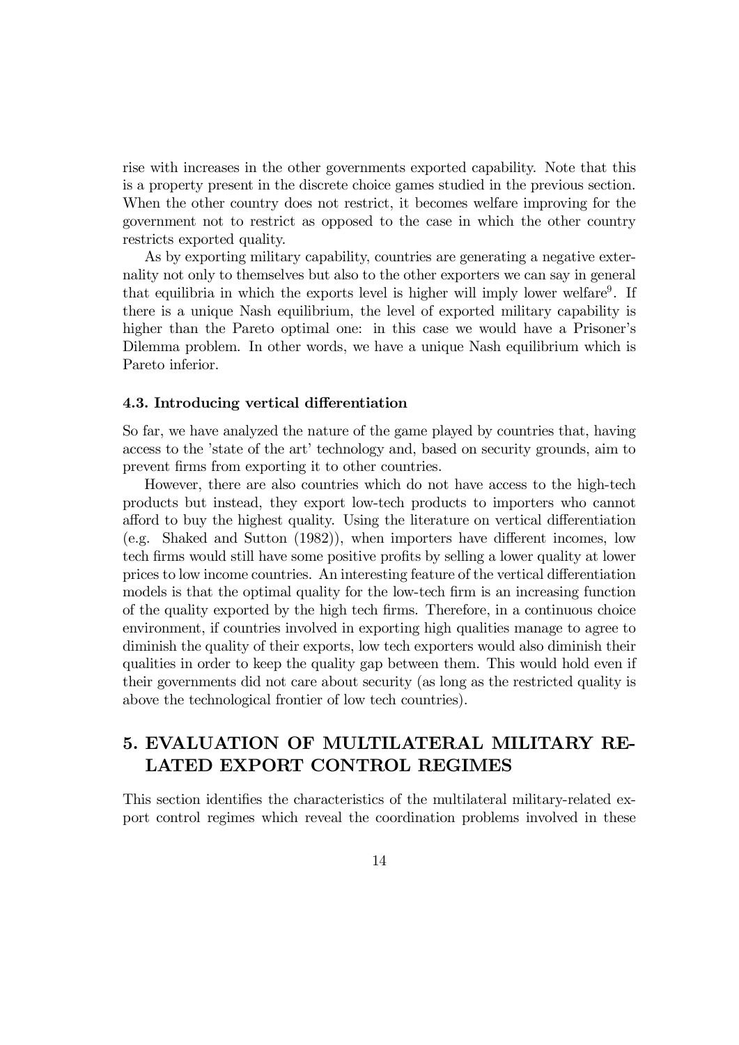rise with increases in the other governments exported capability. Note that this is a property present in the discrete choice games studied in the previous section. When the other country does not restrict, it becomes welfare improving for the government not to restrict as opposed to the case in which the other country restricts exported quality.

As by exporting military capability, countries are generating a negative externality not only to themselves but also to the other exporters we can say in general that equilibria in which the exports level is higher will imply lower welfare[9]. If there is a unique Nash equilibrium, the level of exported military capability is higher than the Pareto optimal one: in this case we would have a Prisoner's Dilemma problem. In other words, we have a unique Nash equilibrium which is Pareto inferior.

### 4.3. Introducing vertical differentiation

So far, we have analyzed the nature of the game played by countries that, having access to the 'state of the art' technology and, based on security grounds, aim to prevent firms from exporting it to other countries.

However, there are also countries which do not have access to the high-tech products but instead, they export low-tech products to importers who cannot afford to buy the highest quality. Using the literature on vertical differentiation (e.g. Shaked and Sutton (1982)), when importers have different incomes, low tech firms would still have some positive profits by selling a lower quality at lower prices to low income countries. An interesting feature of the vertical differentiation models is that the optimal quality for the low-tech firm is an increasing function of the quality exported by the high tech firms. Therefore, in a continuous choice environment, if countries involved in exporting high qualities manage to agree to diminish the quality of their exports, low tech exporters would also diminish their qualities in order to keep the quality gap between them. This would hold even if their governments did not care about security (as long as the restricted quality is above the technological frontier of low tech countries).

## 5. EVALUATION OF MULTILATERAL MILITARY RELATED EXPORT CONTROL REGIMES

This section identifies the characteristics of the multilateral military-related export control regimes which reveal the coordination problems involved in these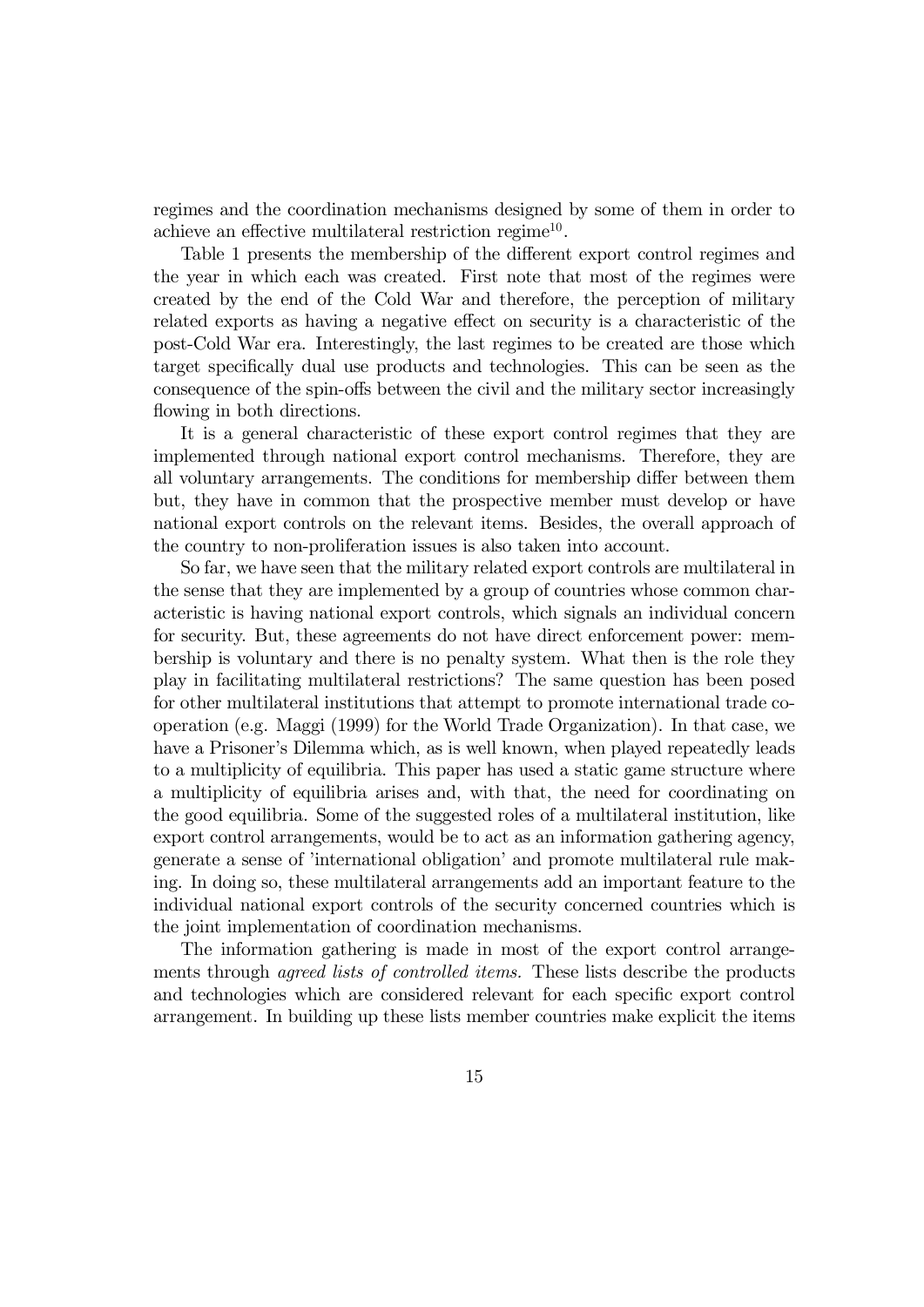regimes and the coordination mechanisms designed by some of them in order to achieve an effective multilateral restriction regime[10].

Table 1 presents the membership of the different export control regimes and the year in which each was created. First note that most of the regimes were created by the end of the Cold War and therefore, the perception of military related exports as having a negative effect on security is a characteristic of the post-Cold War era. Interestingly, the last regimes to be created are those which target specifically dual use products and technologies. This can be seen as the consequence of the spin-offs between the civil and the military sector increasingly flowing in both directions.

It is a general characteristic of these export control regimes that they are implemented through national export control mechanisms. Therefore, they are all voluntary arrangements. The conditions for membership differ between them but, they have in common that the prospective member must develop or have national export controls on the relevant items. Besides, the overall approach of the country to non-proliferation issues is also taken into account.

So far, we have seen that the military related export controls are multilateral in the sense that they are implemented by a group of countries whose common characteristic is having national export controls, which signals an individual concern for security. But, these agreements do not have direct enforcement power: membership is voluntary and there is no penalty system. What then is the role they play in facilitating multilateral restrictions? The same question has been posed for other multilateral institutions that attempt to promote international trade cooperation (e.g. Maggi (1999) for the World Trade Organization). In that case, we have a Prisoner's Dilemma which, as is well known, when played repeatedly leads to a multiplicity of equilibria. This paper has used a static game structure where a multiplicity of equilibria arises and, with that, the need for coordinating on the good equilibria. Some of the suggested roles of a multilateral institution, like export control arrangements, would be to act as an information gathering agency, generate a sense of 'international obligation' and promote multilateral rule making. In doing so, these multilateral arrangements add an important feature to the individual national export controls of the security concerned countries which is the joint implementation of coordination mechanisms.

The information gathering is made in most of the export control arrangements through *agreed lists of controlled items.* These lists describe the products and technologies which are considered relevant for each specific export control arrangement. In building up these lists member countries make explicit the items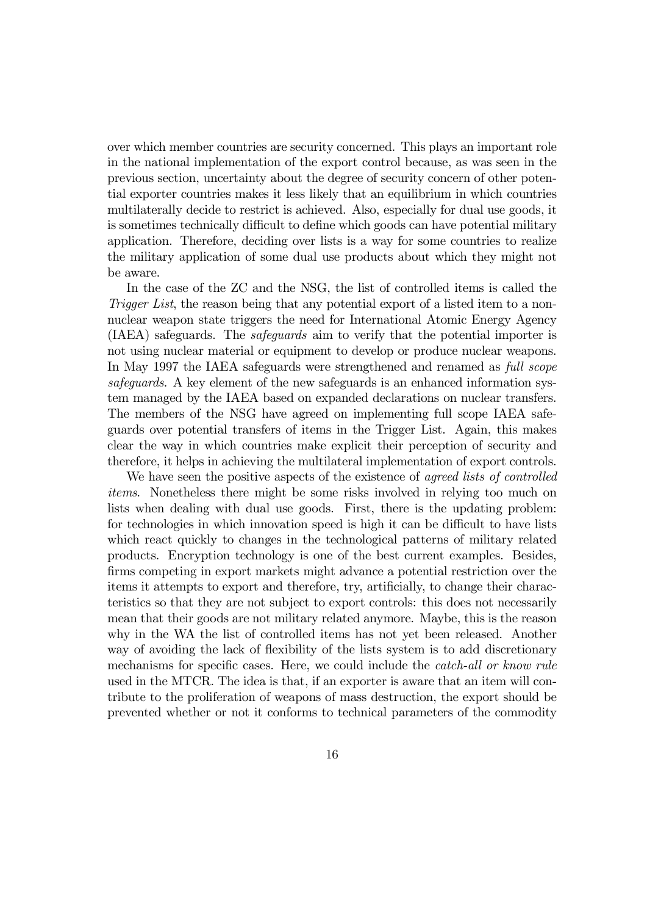over which member countries are security concerned. This plays an important role in the national implementation of the export control because, as was seen in the previous section, uncertainty about the degree of security concern of other potential exporter countries makes it less likely that an equilibrium in which countries multilaterally decide to restrict is achieved. Also, especially for dual use goods, it is sometimes technically difficult to define which goods can have potential military application. Therefore, deciding over lists is a way for some countries to realize the military application of some dual use products about which they might not be aware.

In the case of the ZC and the NSG, the list of controlled items is called the *Trigger List*, the reason being that any potential export of a listed item to a non-nuclear weapon state triggers the need for International Atomic Energy Agency (IAEA) safeguards. The *safeguards* aim to verify that the potential importer is not using nuclear material or equipment to develop or produce nuclear weapons. In May 1997 the IAEA safeguards were strengthened and renamed as *full scope safeguards*. A key element of the new safeguards is an enhanced information system managed by the IAEA based on expanded declarations on nuclear transfers. The members of the NSG have agreed on implementing full scope IAEA safeguards over potential transfers of items in the Trigger List. Again, this makes clear the way in which countries make explicit their perception of security and therefore, it helps in achieving the multilateral implementation of export controls.

We have seen the positive aspects of the existence of *agreed lists of controlled items*. Nonetheless there might be some risks involved in relying too much on lists when dealing with dual use goods. First, there is the updating problem: for technologies in which innovation speed is high it can be difficult to have lists which react quickly to changes in the technological patterns of military related products. Encryption technology is one of the best current examples. Besides, firms competing in export markets might advance a potential restriction over the items it attempts to export and therefore, try, artificially, to change their characteristics so that they are not subject to export controls: this does not necessarily mean that their goods are not military related anymore. Maybe, this is the reason why in the WA the list of controlled items has not yet been released. Another way of avoiding the lack of flexibility of the lists system is to add discretionary mechanisms for specific cases. Here, we could include the *catch-all or know rule* used in the MTCR. The idea is that, if an exporter is aware that an item will contribute to the proliferation of weapons of mass destruction, the export should be prevented whether or not it conforms to technical parameters of the commodity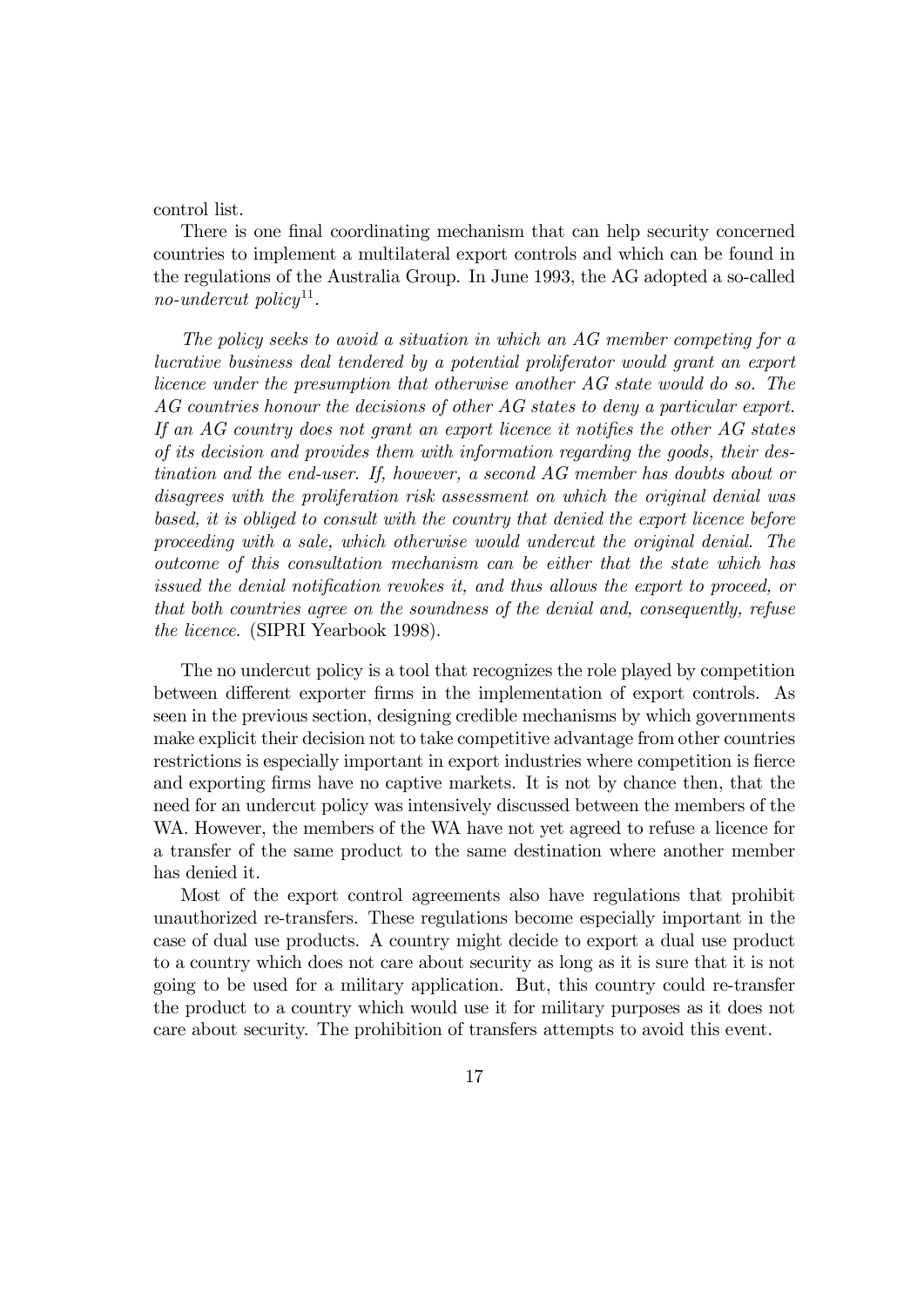control list.

There is one final coordinating mechanism that can help security concerned countries to implement a multilateral export controls and which can be found in the regulations of the Australia Group. In June 1993, the AG adopted a so-called *no-undercut policy*[11].

*The policy seeks to avoid a situation in which an AG member competing for a lucrative business deal tendered by a potential proliferator would grant an export licence under the presumption that otherwise another AG state would do so. The AG countries honour the decisions of other AG states to deny a particular export. If an AG country does not grant an export licence it notifies the other AG states of its decision and provides them with information regarding the goods, their destination and the end-user. If, however, a second AG member has doubts about or disagrees with the proliferation risk assessment on which the original denial was based, it is obliged to consult with the country that denied the export licence before proceeding with a sale, which otherwise would undercut the original denial. The outcome of this consultation mechanism can be either that the state which has issued the denial notification revokes it, and thus allows the export to proceed, or that both countries agree on the soundness of the denial and, consequently, refuse the licence.* (SIPRI Yearbook 1998).

The no undercut policy is a tool that recognizes the role played by competition between different exporter firms in the implementation of export controls. As seen in the previous section, designing credible mechanisms by which governments make explicit their decision not to take competitive advantage from other countries restrictions is especially important in export industries where competition is fierce and exporting firms have no captive markets. It is not by chance then, that the need for an undercut policy was intensively discussed between the members of the WA. However, the members of the WA have not yet agreed to refuse a licence for a transfer of the same product to the same destination where another member has denied it.

Most of the export control agreements also have regulations that prohibit unauthorized re-transfers. These regulations become especially important in the case of dual use products. A country might decide to export a dual use product to a country which does not care about security as long as it is sure that it is not going to be used for a military application. But, this country could re-transfer the product to a country which would use it for military purposes as it does not care about security. The prohibition of transfers attempts to avoid this event.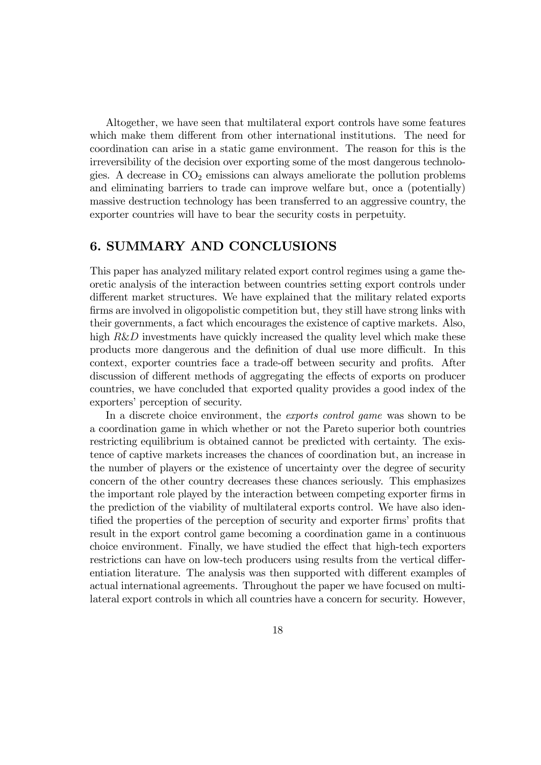Altogether, we have seen that multilateral export controls have some features which make them different from other international institutions. The need for coordination can arise in a static game environment. The reason for this is the irreversibility of the decision over exporting some of the most dangerous technologies. A decrease in $CO_2$ emissions can always ameliorate the pollution problems and eliminating barriers to trade can improve welfare but, once a (potentially) massive destruction technology has been transferred to an aggressive country, the exporter countries will have to bear the security costs in perpetuity.

## 6. SUMMARY AND CONCLUSIONS

This paper has analyzed military related export control regimes using a game theoretic analysis of the interaction between countries setting export controls under different market structures. We have explained that the military related exports firms are involved in oligopolistic competition but, they still have strong links with their governments, a fact which encourages the existence of captive markets. Also, high $R\&D$ investments have quickly increased the quality level which make these products more dangerous and the definition of dual use more difficult. In this context, exporter countries face a trade-off between security and profits. After discussion of different methods of aggregating the effects of exports on producer countries, we have concluded that exported quality provides a good index of the exporters' perception of security.

In a discrete choice environment, the *exports control game* was shown to be a coordination game in which whether or not the Pareto superior both countries restricting equilibrium is obtained cannot be predicted with certainty. The existence of captive markets increases the chances of coordination but, an increase in the number of players or the existence of uncertainty over the degree of security concern of the other country decreases these chances seriously. This emphasizes the important role played by the interaction between competing exporter firms in the prediction of the viability of multilateral exports control. We have also identified the properties of the perception of security and exporter firms' profits that result in the export control game becoming a coordination game in a continuous choice environment. Finally, we have studied the effect that high-tech exporters restrictions can have on low-tech producers using results from the vertical differentiation literature. The analysis was then supported with different examples of actual international agreements. Throughout the paper we have focused on multilateral export controls in which all countries have a concern for security. However,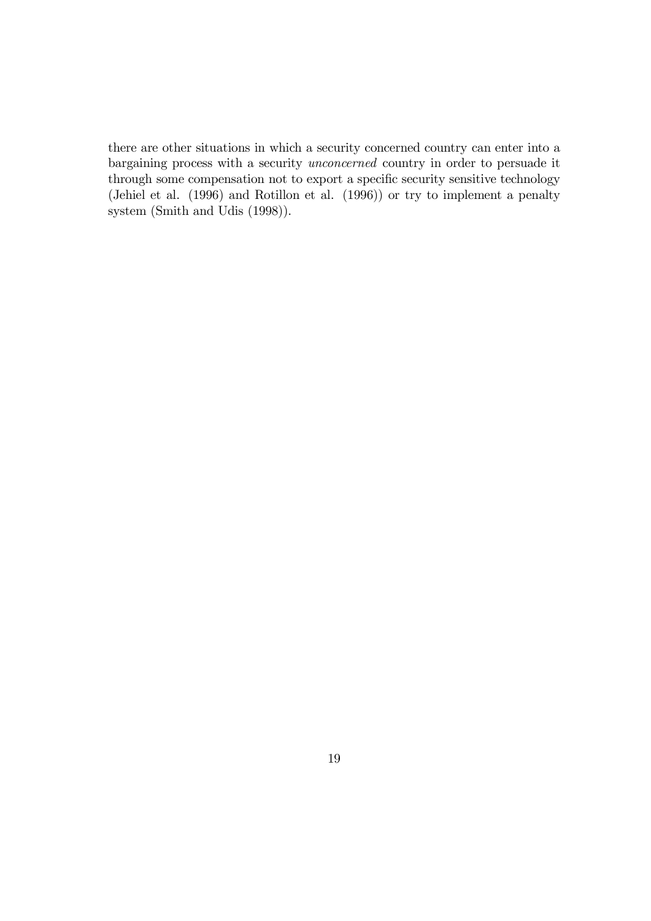there are other situations in which a security concerned country can enter into a bargaining process with a security *unconcerned* country in order to persuade it through some compensation not to export a specific security sensitive technology (Jehiel et al. (1996) and Rotillon et al. (1996)) or try to implement a penalty system (Smith and Udis (1998)).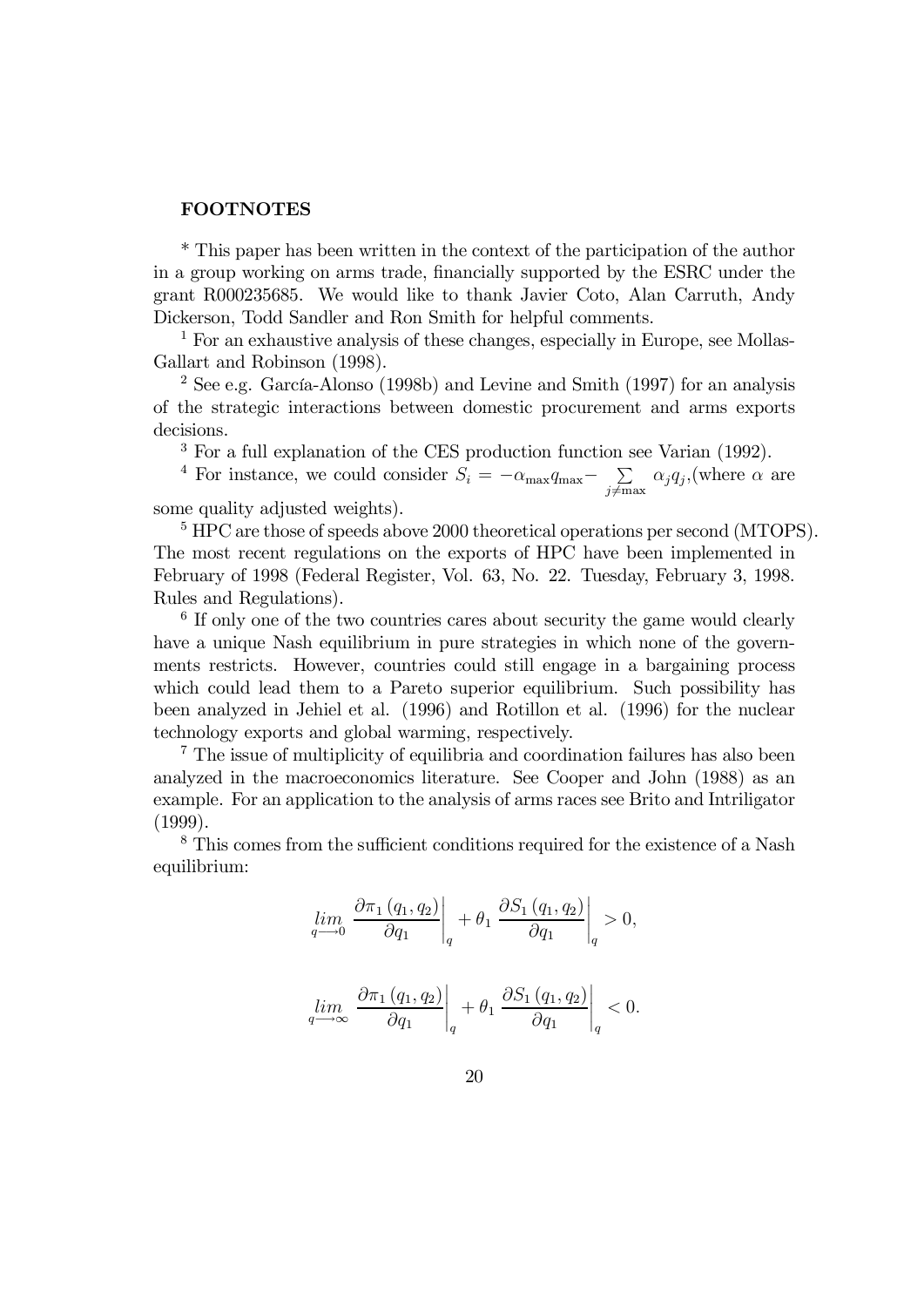**FOOTNOTES**

* This paper has been written in the context of the participation of the author in a group working on arms trade, financially supported by the ESRC under the grant R000235685. We would like to thank Javier Coto, Alan Carruth, Andy Dickerson, Todd Sandler and Ron Smith for helpful comments.

[1] For an exhaustive analysis of these changes, especially in Europe, see Mollas-Gallart and Robinson (1998).

[2] See e.g. García-Alonso (1998b) and Levine and Smith (1997) for an analysis of the strategic interactions between domestic procurement and arms exports decisions.

[3] For a full explanation of the CES production function see Varian (1992).

[4] For instance, we could consider $S_i = -\alpha_{\max} q_{\max} - \sum_{j \neq \max} \alpha_j q_j$,(where $\alpha$ are some quality adjusted weights).

[5] HPC are those of speeds above 2000 theoretical operations per second (MTOPS). The most recent regulations on the exports of HPC have been implemented in February of 1998 (Federal Register, Vol. 63, No. 22. Tuesday, February 3, 1998. Rules and Regulations).

[6] If only one of the two countries cares about security the game would clearly have a unique Nash equilibrium in pure strategies in which none of the governments restricts. However, countries could still engage in a bargaining process which could lead them to a Pareto superior equilibrium. Such possibility has been analyzed in Jehiel et al. (1996) and Rotillon et al. (1996) for the nuclear technology exports and global warming, respectively.

[7] The issue of multiplicity of equilibria and coordination failures has also been analyzed in the macroeconomics literature. See Cooper and John (1988) as an example. For an application to the analysis of arms races see Brito and Intriligator (1999).

[8] This comes from the sufficient conditions required for the existence of a Nash equilibrium:

$$\lim_{q \longrightarrow 0} \left. \frac{\partial \pi_1 (q_1, q_2)}{\partial q_1} \right|_q + \theta_1 \left. \frac{\partial S_1 (q_1, q_2)}{\partial q_1} \right|_q > 0,$$

$$\lim_{q \longrightarrow \infty} \left. \frac{\partial \pi_1 (q_1, q_2)}{\partial q_1} \right|_q + \theta_1 \left. \frac{\partial S_1 (q_1, q_2)}{\partial q_1} \right|_q < 0.$$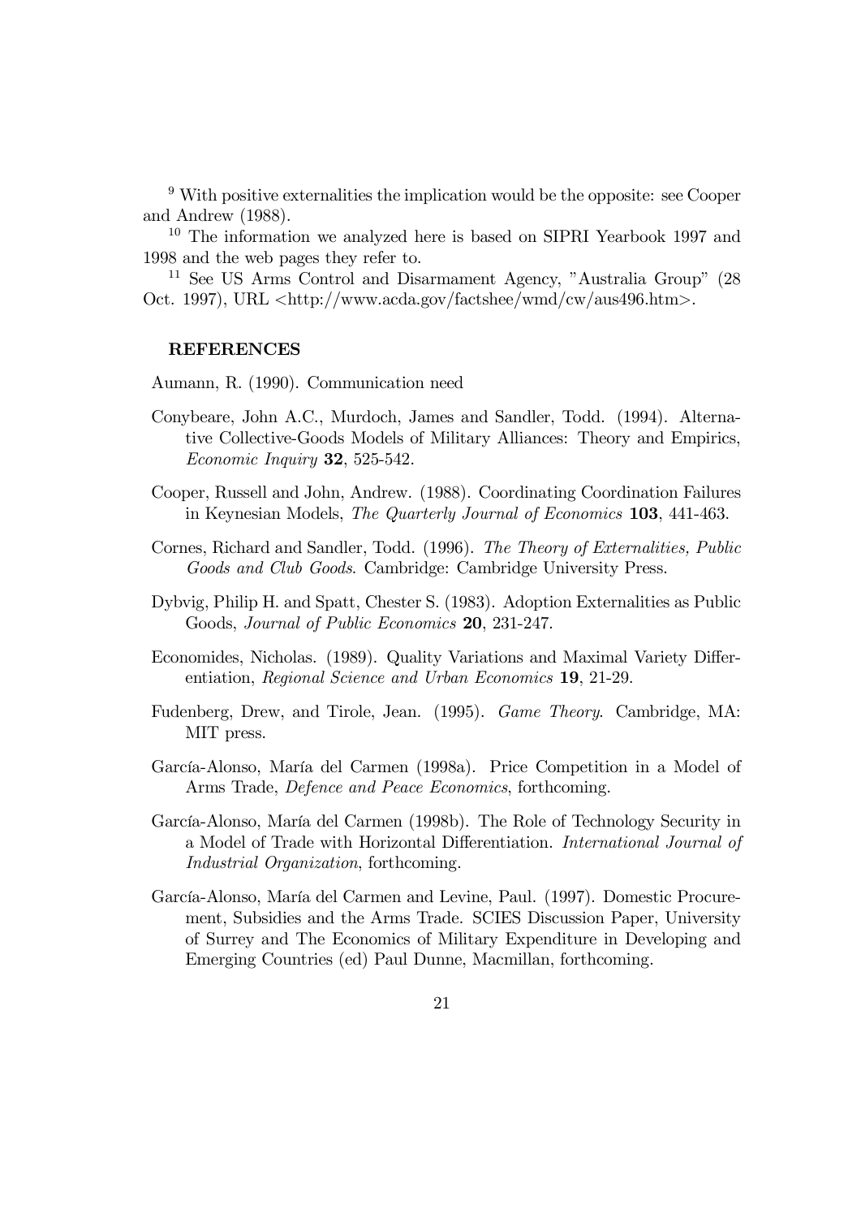[9] With positive externalities the implication would be the opposite: see Cooper and Andrew (1988).

[10] The information we analyzed here is based on SIPRI Yearbook 1997 and 1998 and the web pages they refer to.

[11] See US Arms Control and Disarmament Agency, "Australia Group" (28 Oct. 1997), URL <http://www.acda.gov/factshee/wmd/cw/aus496.htm>.

## REFERENCES

Aumann, R. (1990). Communication need

Conybeare, John A.C., Murdoch, James and Sandler, Todd. (1994). Alternative Collective-Goods Models of Military Alliances: Theory and Empirics, *Economic Inquiry* **32**, 525-542.

Cooper, Russell and John, Andrew. (1988). Coordinating Coordination Failures in Keynesian Models, *The Quarterly Journal of Economics* **103**, 441-463.

Cornes, Richard and Sandler, Todd. (1996). *The Theory of Externalities, Public Goods and Club Goods*. Cambridge: Cambridge University Press.

Dybvig, Philip H. and Spatt, Chester S. (1983). Adoption Externalities as Public Goods, *Journal of Public Economics* **20**, 231-247.

Economides, Nicholas. (1989). Quality Variations and Maximal Variety Differentiation, *Regional Science and Urban Economics* **19**, 21-29.

Fudenberg, Drew, and Tirole, Jean. (1995). *Game Theory*. Cambridge, MA: MIT press.

García-Alonso, María del Carmen (1998a). Price Competition in a Model of Arms Trade, *Defence and Peace Economics*, forthcoming.

García-Alonso, María del Carmen (1998b). The Role of Technology Security in a Model of Trade with Horizontal Differentiation. *International Journal of Industrial Organization*, forthcoming.

García-Alonso, María del Carmen and Levine, Paul. (1997). Domestic Procurement, Subsidies and the Arms Trade. SCIES Discussion Paper, University of Surrey and The Economics of Military Expenditure in Developing and Emerging Countries (ed) Paul Dunne, Macmillan, forthcoming.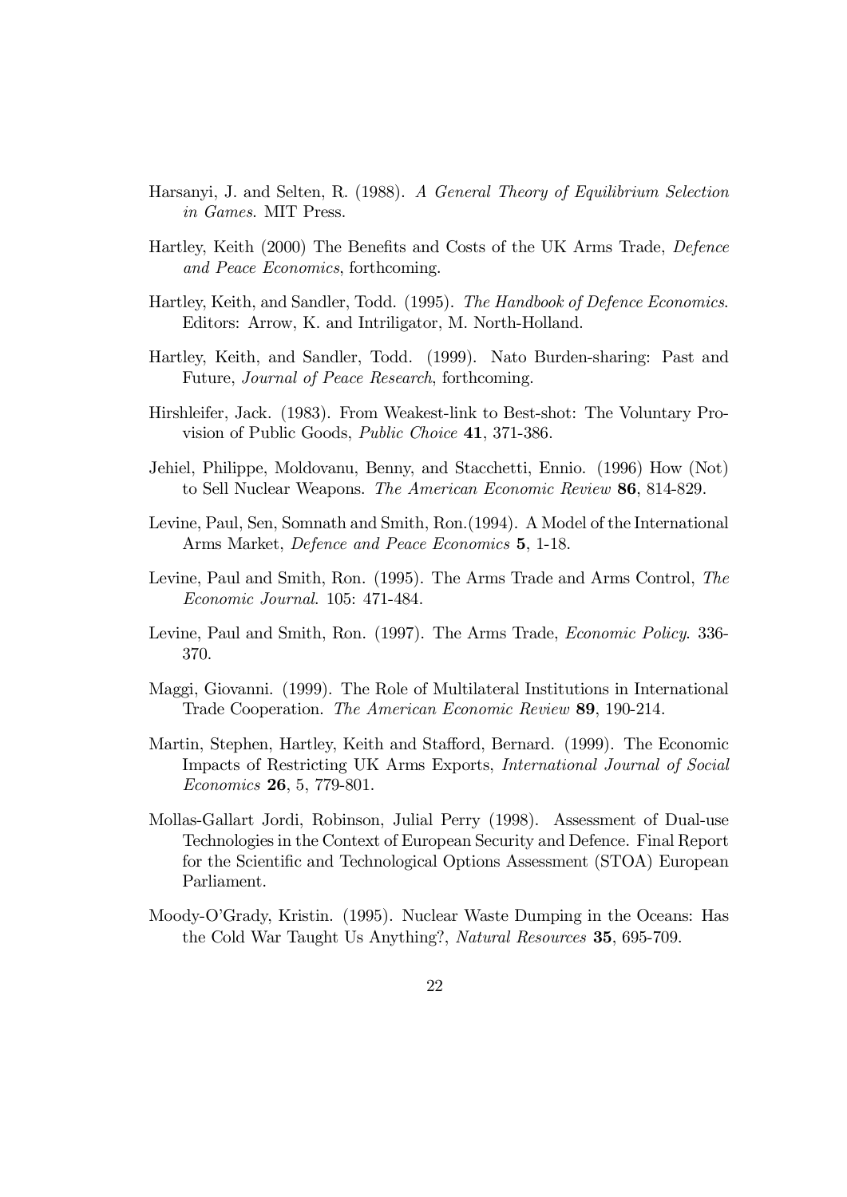Harsanyi, J. and Selten, R. (1988). *A General Theory of Equilibrium Selection in Games*. MIT Press.

Hartley, Keith (2000) The Benefits and Costs of the UK Arms Trade, *Defence and Peace Economics*, forthcoming.

Hartley, Keith, and Sandler, Todd. (1995). *The Handbook of Defence Economics.* Editors: Arrow, K. and Intriligator, M. North-Holland.

Hartley, Keith, and Sandler, Todd. (1999). Nato Burden-sharing: Past and Future, *Journal of Peace Research*, forthcoming.

Hirshleifer, Jack. (1983). From Weakest-link to Best-shot: The Voluntary Provision of Public Goods, *Public Choice* **41**, 371-386.

Jehiel, Philippe, Moldovanu, Benny, and Stacchetti, Ennio. (1996) How (Not) to Sell Nuclear Weapons. *The American Economic Review* **86**, 814-829.

Levine, Paul, Sen, Somnath and Smith, Ron.(1994). A Model of the International Arms Market, *Defence and Peace Economics* **5**, 1-18.

Levine, Paul and Smith, Ron. (1995). The Arms Trade and Arms Control, *The Economic Journal.* 105: 471-484.

Levine, Paul and Smith, Ron. (1997). The Arms Trade, *Economic Policy.* 336-370.

Maggi, Giovanni. (1999). The Role of Multilateral Institutions in International Trade Cooperation. *The American Economic Review* **89**, 190-214.

Martin, Stephen, Hartley, Keith and Stafford, Bernard. (1999). The Economic Impacts of Restricting UK Arms Exports, *International Journal of Social Economics* **26**, 5, 779-801.

Mollas-Gallart Jordi, Robinson, Julial Perry (1998). Assessment of Dual-use Technologies in the Context of European Security and Defence. Final Report for the Scientific and Technological Options Assessment (STOA) European Parliament.

Moody-O'Grady, Kristin. (1995). Nuclear Waste Dumping in the Oceans: Has the Cold War Taught Us Anything?, *Natural Resources* **35**, 695-709.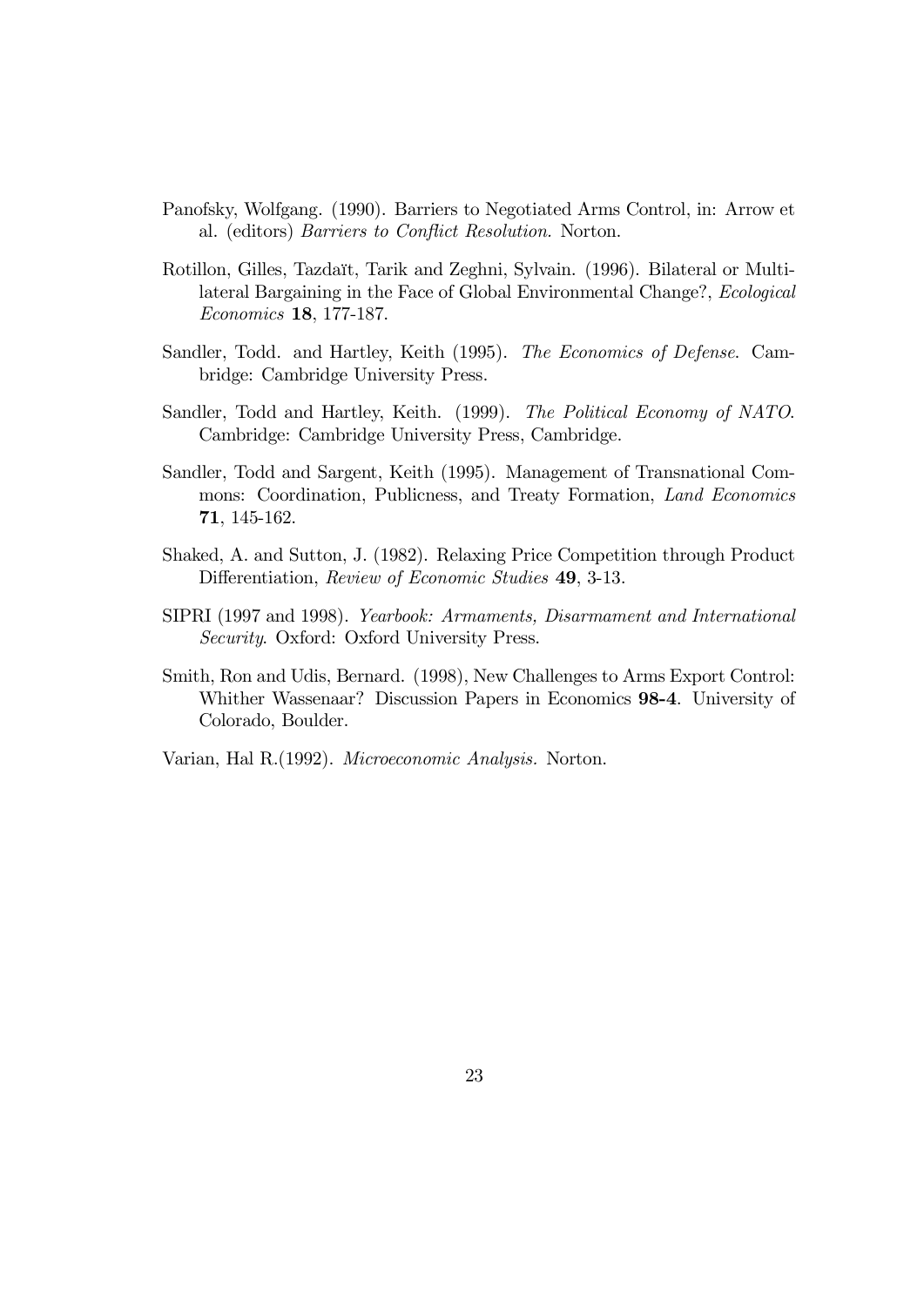Panofsky, Wolfgang. (1990). Barriers to Negotiated Arms Control, in: Arrow et al. (editors) *Barriers to Conflict Resolution*. Norton.

Rotillon, Gilles, Tazdaït, Tarik and Zeghni, Sylvain. (1996). Bilateral or Multilateral Bargaining in the Face of Global Environmental Change?, *Ecological Economics* **18**, 177-187.

Sandler, Todd. and Hartley, Keith (1995). *The Economics of Defense*. Cambridge: Cambridge University Press.

Sandler, Todd and Hartley, Keith. (1999). *The Political Economy of NATO*. Cambridge: Cambridge University Press, Cambridge.

Sandler, Todd and Sargent, Keith (1995). Management of Transnational Commons: Coordination, Publicness, and Treaty Formation, *Land Economics* **71**, 145-162.

Shaked, A. and Sutton, J. (1982). Relaxing Price Competition through Product Differentiation, *Review of Economic Studies* **49**, 3-13.

SIPRI (1997 and 1998). *Yearbook: Armaments, Disarmament and International Security*. Oxford: Oxford University Press.

Smith, Ron and Udis, Bernard. (1998), New Challenges to Arms Export Control: Whither Wassenaar? Discussion Papers in Economics **98-4**. University of Colorado, Boulder.

Varian, Hal R.(1992). *Microeconomic Analysis.* Norton.